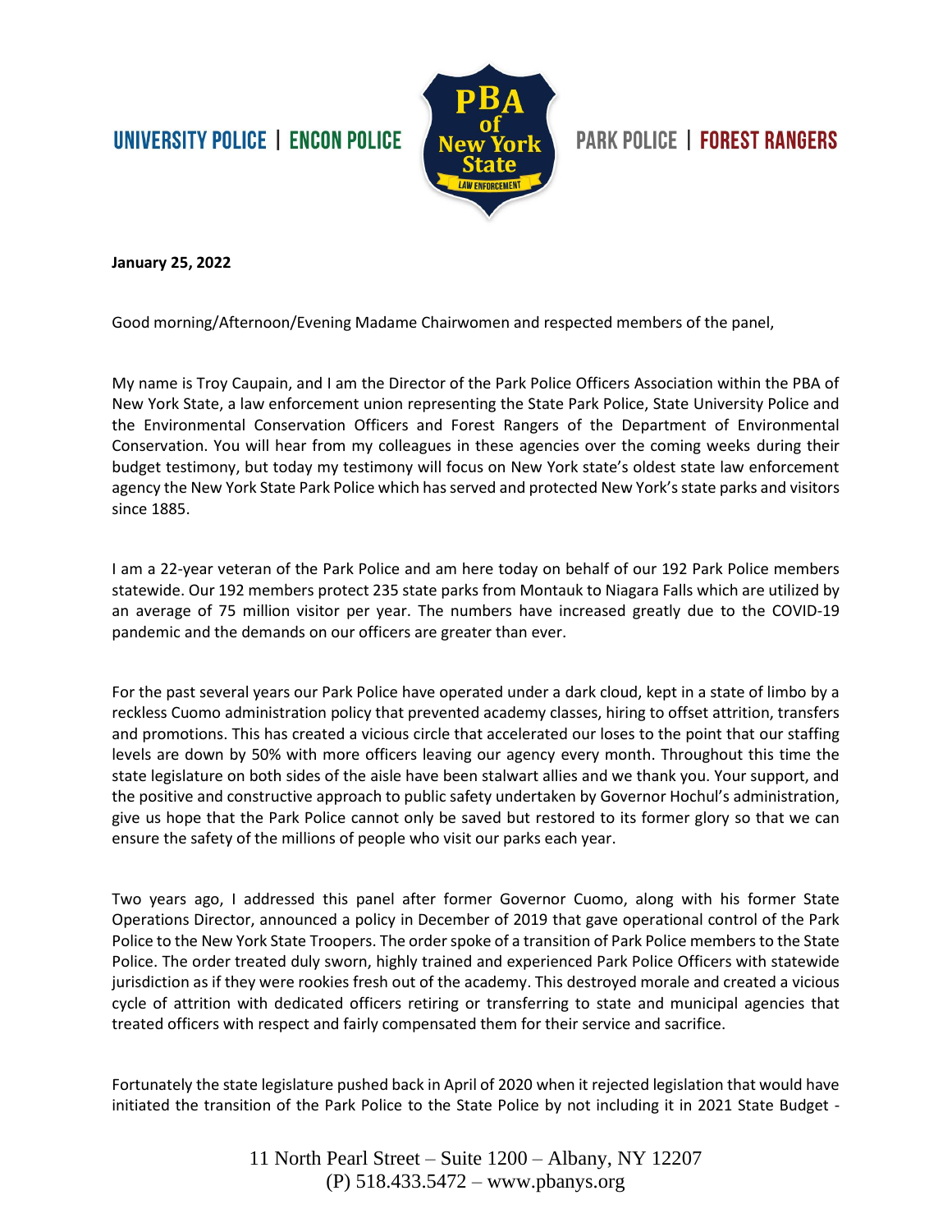UNIVERSITY POLICE | ENCON POLICE

PBA of New York State — LAW ENFORCEMENT

PARK POLICE | FOREST RANGERS

**January 25, 2022**

Good morning/Afternoon/Evening Madame Chairwomen and respected members of the panel,

My name is Troy Caupain, and I am the Director of the Park Police Officers Association within the PBA of New York State, a law enforcement union representing the State Park Police, State University Police and the Environmental Conservation Officers and Forest Rangers of the Department of Environmental Conservation. You will hear from my colleagues in these agencies over the coming weeks during their budget testimony, but today my testimony will focus on New York state's oldest state law enforcement agency the New York State Park Police which has served and protected New York's state parks and visitors since 1885.

I am a 22-year veteran of the Park Police and am here today on behalf of our 192 Park Police members statewide. Our 192 members protect 235 state parks from Montauk to Niagara Falls which are utilized by an average of 75 million visitor per year. The numbers have increased greatly due to the COVID-19 pandemic and the demands on our officers are greater than ever.

For the past several years our Park Police have operated under a dark cloud, kept in a state of limbo by a reckless Cuomo administration policy that prevented academy classes, hiring to offset attrition, transfers and promotions. This has created a vicious circle that accelerated our loses to the point that our staffing levels are down by 50% with more officers leaving our agency every month. Throughout this time the state legislature on both sides of the aisle have been stalwart allies and we thank you. Your support, and the positive and constructive approach to public safety undertaken by Governor Hochul's administration, give us hope that the Park Police cannot only be saved but restored to its former glory so that we can ensure the safety of the millions of people who visit our parks each year.

Two years ago, I addressed this panel after former Governor Cuomo, along with his former State Operations Director, announced a policy in December of 2019 that gave operational control of the Park Police to the New York State Troopers. The order spoke of a transition of Park Police members to the State Police. The order treated duly sworn, highly trained and experienced Park Police Officers with statewide jurisdiction as if they were rookies fresh out of the academy. This destroyed morale and created a vicious cycle of attrition with dedicated officers retiring or transferring to state and municipal agencies that treated officers with respect and fairly compensated them for their service and sacrifice.

Fortunately the state legislature pushed back in April of 2020 when it rejected legislation that would have initiated the transition of the Park Police to the State Police by not including it in 2021 State Budget -

11 North Pearl Street – Suite 1200 – Albany, NY 12207
(P) 518.433.5472 – www.pbanys.org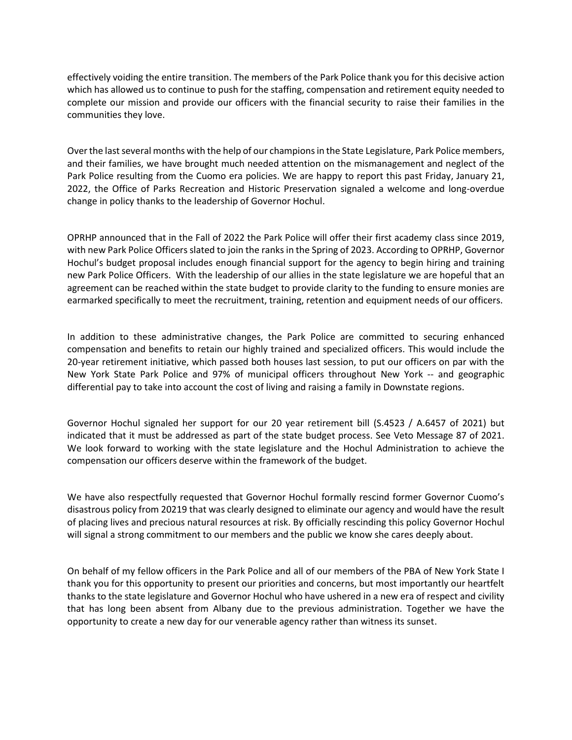effectively voiding the entire transition. The members of the Park Police thank you for this decisive action which has allowed us to continue to push for the staffing, compensation and retirement equity needed to complete our mission and provide our officers with the financial security to raise their families in the communities they love.

Over the last several months with the help of our champions in the State Legislature, Park Police members, and their families, we have brought much needed attention on the mismanagement and neglect of the Park Police resulting from the Cuomo era policies. We are happy to report this past Friday, January 21, 2022, the Office of Parks Recreation and Historic Preservation signaled a welcome and long-overdue change in policy thanks to the leadership of Governor Hochul.

OPRHP announced that in the Fall of 2022 the Park Police will offer their first academy class since 2019, with new Park Police Officers slated to join the ranks in the Spring of 2023. According to OPRHP, Governor Hochul's budget proposal includes enough financial support for the agency to begin hiring and training new Park Police Officers. With the leadership of our allies in the state legislature we are hopeful that an agreement can be reached within the state budget to provide clarity to the funding to ensure monies are earmarked specifically to meet the recruitment, training, retention and equipment needs of our officers.

In addition to these administrative changes, the Park Police are committed to securing enhanced compensation and benefits to retain our highly trained and specialized officers. This would include the 20-year retirement initiative, which passed both houses last session, to put our officers on par with the New York State Park Police and 97% of municipal officers throughout New York -- and geographic differential pay to take into account the cost of living and raising a family in Downstate regions.

Governor Hochul signaled her support for our 20 year retirement bill (S.4523 / A.6457 of 2021) but indicated that it must be addressed as part of the state budget process. See Veto Message 87 of 2021. We look forward to working with the state legislature and the Hochul Administration to achieve the compensation our officers deserve within the framework of the budget.

We have also respectfully requested that Governor Hochul formally rescind former Governor Cuomo's disastrous policy from 20219 that was clearly designed to eliminate our agency and would have the result of placing lives and precious natural resources at risk. By officially rescinding this policy Governor Hochul will signal a strong commitment to our members and the public we know she cares deeply about.

On behalf of my fellow officers in the Park Police and all of our members of the PBA of New York State I thank you for this opportunity to present our priorities and concerns, but most importantly our heartfelt thanks to the state legislature and Governor Hochul who have ushered in a new era of respect and civility that has long been absent from Albany due to the previous administration. Together we have the opportunity to create a new day for our venerable agency rather than witness its sunset.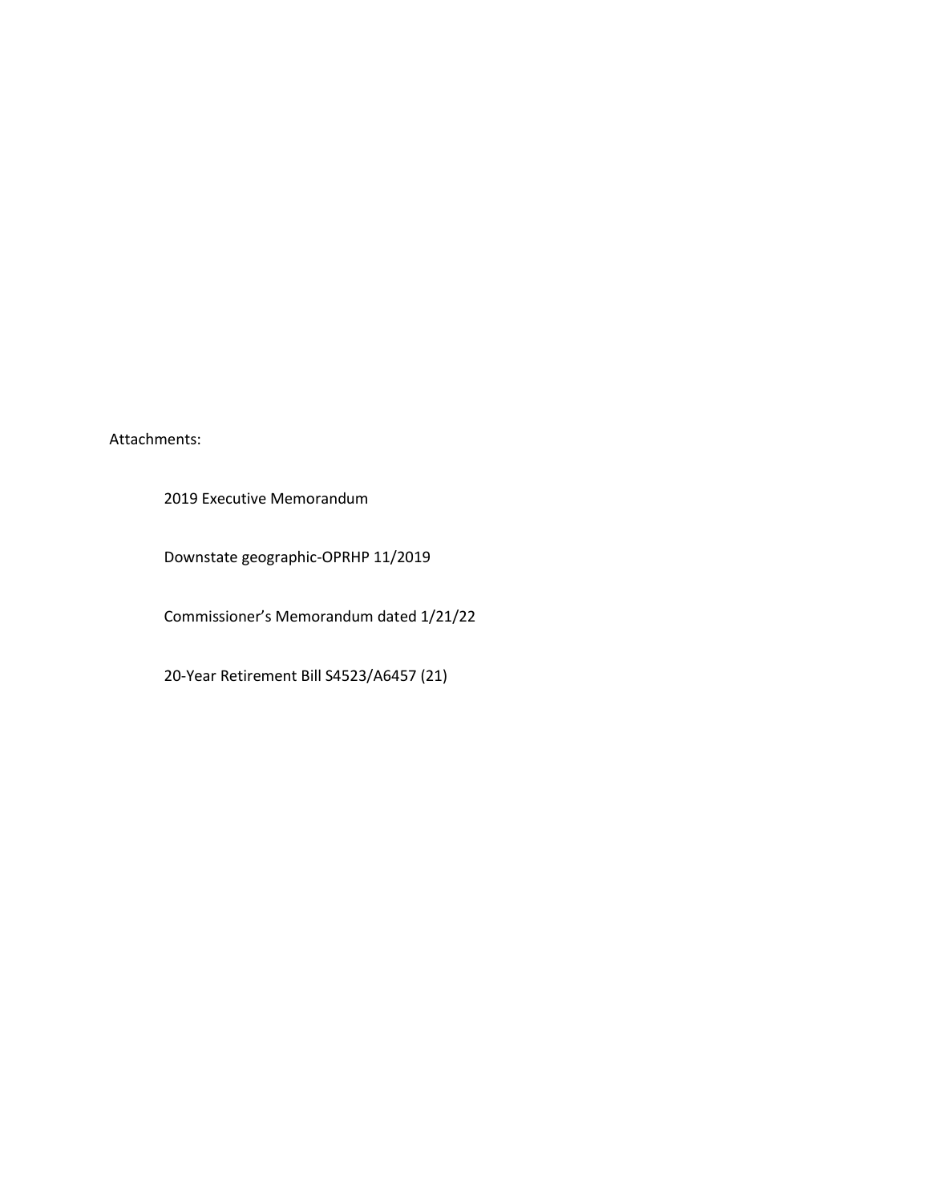Attachments:

- 2019 Executive Memorandum
- Downstate geographic-OPRHP 11/2019
- Commissioner's Memorandum dated 1/21/22
- 20-Year Retirement Bill S4523/A6457 (21)